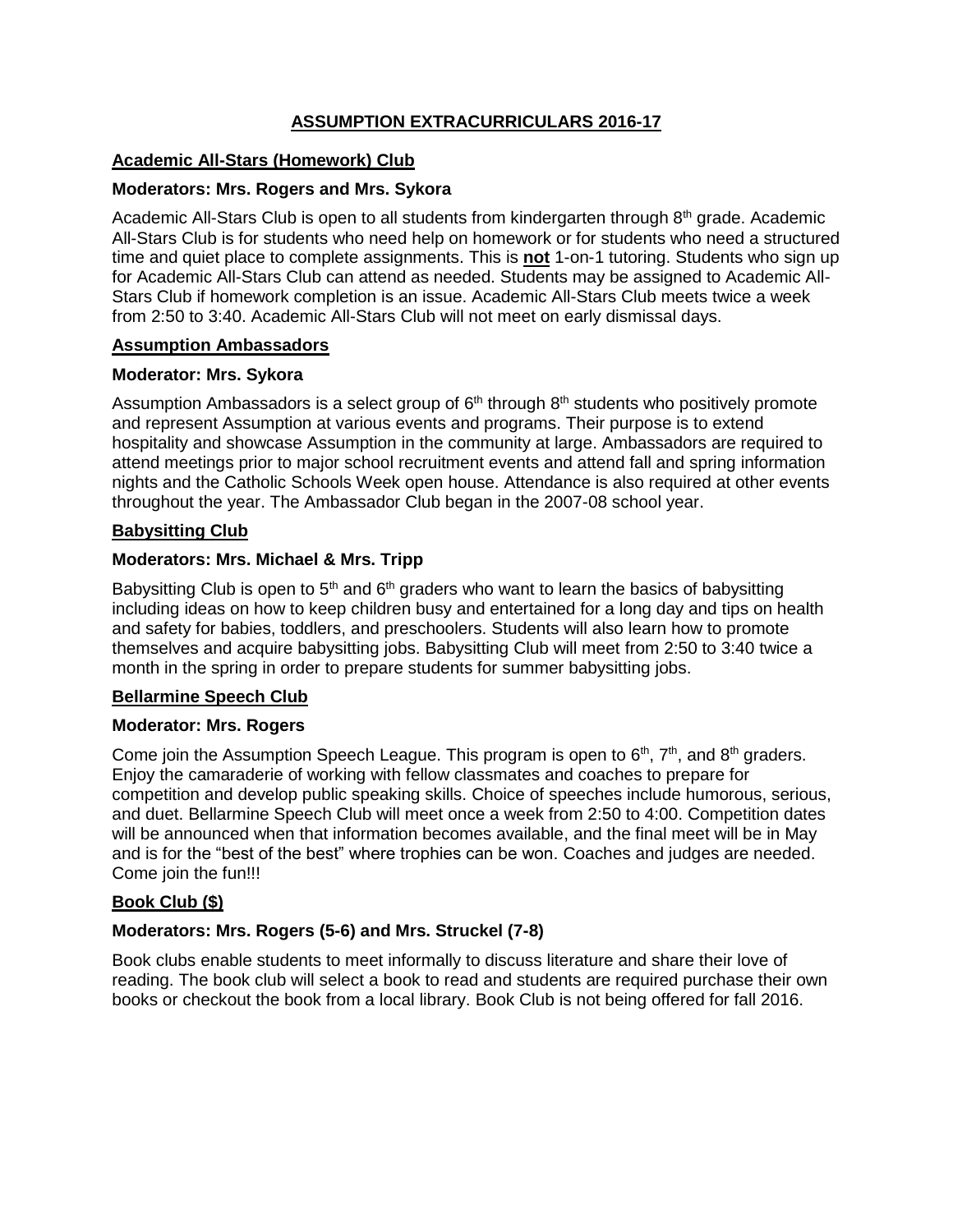# ASSUMPTION EXTRACURRICULARS 2016-17

## Academic All-Stars (Homework) Club

### Moderators: Mrs. Rogers and Mrs. Sykora

Academic All-Stars Club is open to all students from kindergarten through 8th grade. Academic All-Stars Club is for students who need help on homework or for students who need a structured time and quiet place to complete assignments. This is **not** 1-on-1 tutoring. Students who sign up for Academic All-Stars Club can attend as needed. Students may be assigned to Academic All-Stars Club if homework completion is an issue. Academic All-Stars Club meets twice a week from 2:50 to 3:40. Academic All-Stars Club will not meet on early dismissal days.

## Assumption Ambassadors

### Moderator: Mrs. Sykora

Assumption Ambassadors is a select group of 6th through 8th students who positively promote and represent Assumption at various events and programs. Their purpose is to extend hospitality and showcase Assumption in the community at large. Ambassadors are required to attend meetings prior to major school recruitment events and attend fall and spring information nights and the Catholic Schools Week open house. Attendance is also required at other events throughout the year. The Ambassador Club began in the 2007-08 school year.

## Babysitting Club

### Moderators: Mrs. Michael & Mrs. Tripp

Babysitting Club is open to 5th and 6th graders who want to learn the basics of babysitting including ideas on how to keep children busy and entertained for a long day and tips on health and safety for babies, toddlers, and preschoolers. Students will also learn how to promote themselves and acquire babysitting jobs. Babysitting Club will meet from 2:50 to 3:40 twice a month in the spring in order to prepare students for summer babysitting jobs.

## Bellarmine Speech Club

### Moderator: Mrs. Rogers

Come join the Assumption Speech League. This program is open to 6th, 7th, and 8th graders. Enjoy the camaraderie of working with fellow classmates and coaches to prepare for competition and develop public speaking skills. Choice of speeches include humorous, serious, and duet. Bellarmine Speech Club will meet once a week from 2:50 to 4:00. Competition dates will be announced when that information becomes available, and the final meet will be in May and is for the "best of the best" where trophies can be won. Coaches and judges are needed. Come join the fun!!!

## Book Club ($)

### Moderators: Mrs. Rogers (5-6) and Mrs. Struckel (7-8)

Book clubs enable students to meet informally to discuss literature and share their love of reading. The book club will select a book to read and students are required purchase their own books or checkout the book from a local library. Book Club is not being offered for fall 2016.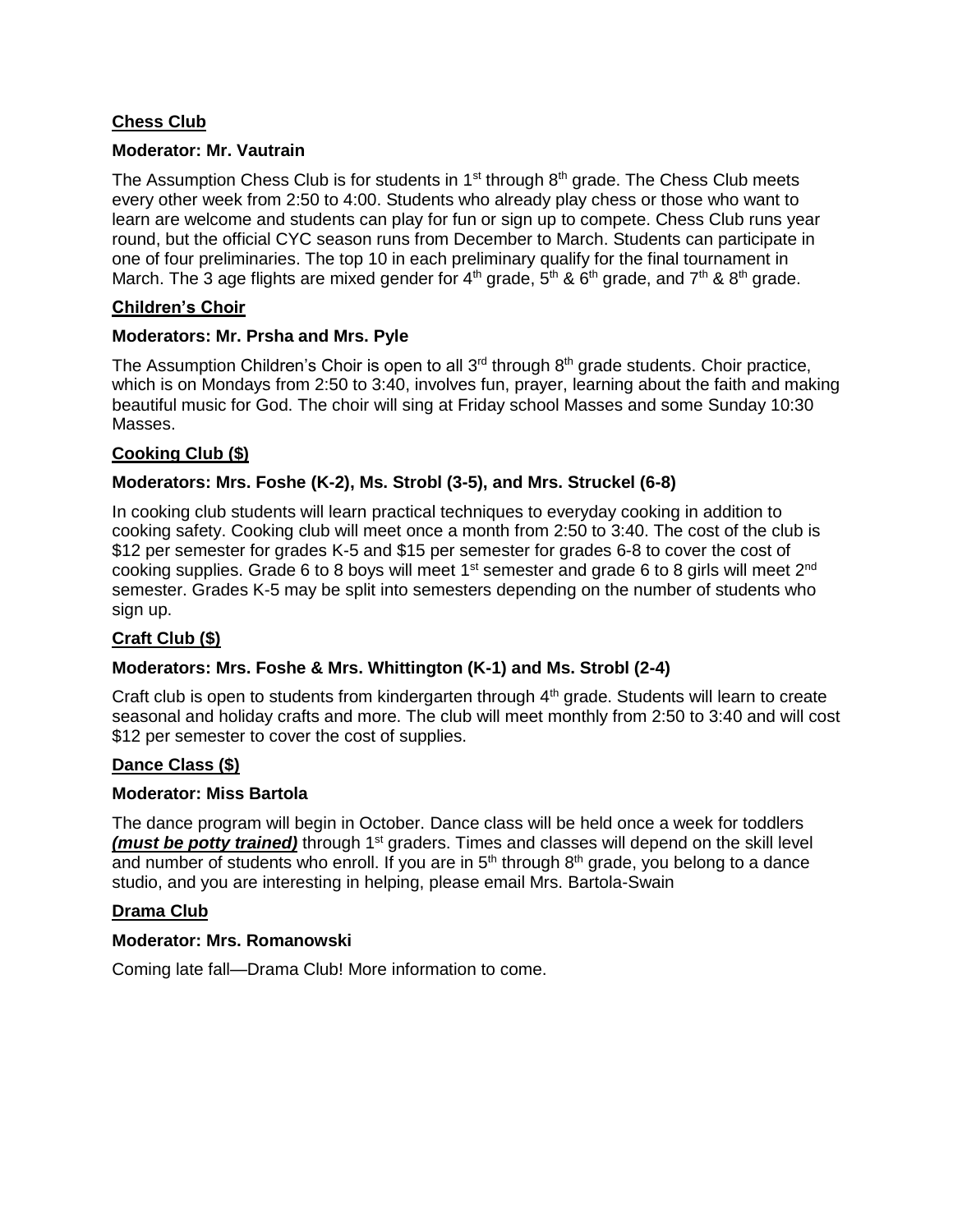**Chess Club**

**Moderator: Mr. Vautrain**

The Assumption Chess Club is for students in 1st through 8th grade. The Chess Club meets every other week from 2:50 to 4:00. Students who already play chess or those who want to learn are welcome and students can play for fun or sign up to compete. Chess Club runs year round, but the official CYC season runs from December to March. Students can participate in one of four preliminaries. The top 10 in each preliminary qualify for the final tournament in March. The 3 age flights are mixed gender for 4th grade, 5th & 6th grade, and 7th & 8th grade.

**Children's Choir**

**Moderators: Mr. Prsha and Mrs. Pyle**

The Assumption Children's Choir is open to all 3rd through 8th grade students. Choir practice, which is on Mondays from 2:50 to 3:40, involves fun, prayer, learning about the faith and making beautiful music for God. The choir will sing at Friday school Masses and some Sunday 10:30 Masses.

**Cooking Club ($)**

**Moderators: Mrs. Foshe (K-2), Ms. Strobl (3-5), and Mrs. Struckel (6-8)**

In cooking club students will learn practical techniques to everyday cooking in addition to cooking safety. Cooking club will meet once a month from 2:50 to 3:40. The cost of the club is $12 per semester for grades K-5 and $15 per semester for grades 6-8 to cover the cost of cooking supplies. Grade 6 to 8 boys will meet 1st semester and grade 6 to 8 girls will meet 2nd semester. Grades K-5 may be split into semesters depending on the number of students who sign up.

**Craft Club ($)**

**Moderators: Mrs. Foshe & Mrs. Whittington (K-1) and Ms. Strobl (2-4)**

Craft club is open to students from kindergarten through 4th grade. Students will learn to create seasonal and holiday crafts and more. The club will meet monthly from 2:50 to 3:40 and will cost $12 per semester to cover the cost of supplies.

**Dance Class ($)**

**Moderator: Miss Bartola**

The dance program will begin in October. Dance class will be held once a week for toddlers ***(must be potty trained)*** through 1st graders. Times and classes will depend on the skill level and number of students who enroll. If you are in 5th through 8th grade, you belong to a dance studio, and you are interesting in helping, please email Mrs. Bartola-Swain

**Drama Club**

**Moderator: Mrs. Romanowski**

Coming late fall—Drama Club! More information to come.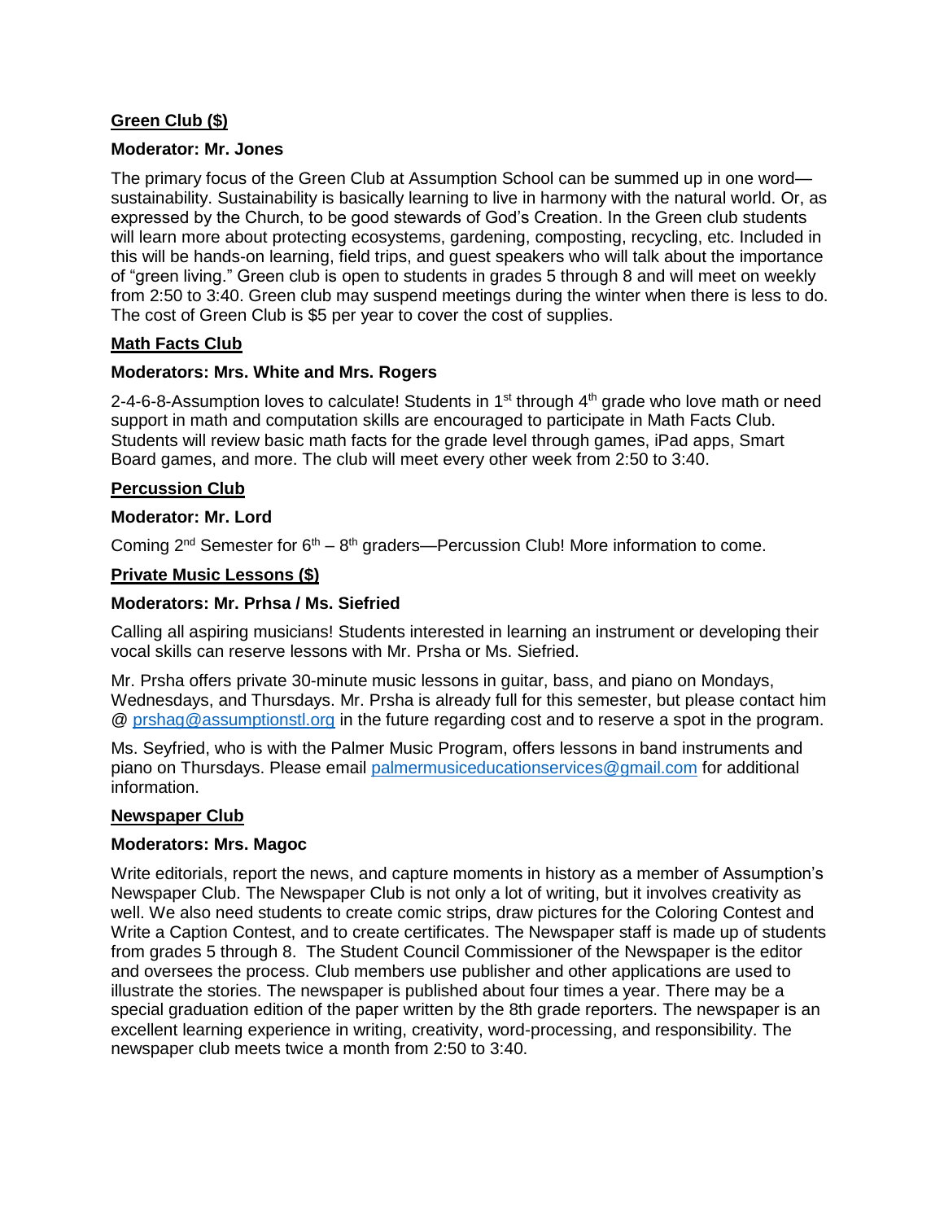**Green Club ($)**

**Moderator: Mr. Jones**

The primary focus of the Green Club at Assumption School can be summed up in one word—sustainability. Sustainability is basically learning to live in harmony with the natural world. Or, as expressed by the Church, to be good stewards of God's Creation. In the Green club students will learn more about protecting ecosystems, gardening, composting, recycling, etc. Included in this will be hands-on learning, field trips, and guest speakers who will talk about the importance of "green living." Green club is open to students in grades 5 through 8 and will meet on weekly from 2:50 to 3:40. Green club may suspend meetings during the winter when there is less to do. The cost of Green Club is $5 per year to cover the cost of supplies.

**Math Facts Club**

**Moderators: Mrs. White and Mrs. Rogers**

2-4-6-8-Assumption loves to calculate! Students in 1st through 4th grade who love math or need support in math and computation skills are encouraged to participate in Math Facts Club. Students will review basic math facts for the grade level through games, iPad apps, Smart Board games, and more. The club will meet every other week from 2:50 to 3:40.

**Percussion Club**

**Moderator: Mr. Lord**

Coming 2nd Semester for 6th – 8th graders—Percussion Club! More information to come.

**Private Music Lessons ($)**

**Moderators: Mr. Prhsa / Ms. Siefried**

Calling all aspiring musicians! Students interested in learning an instrument or developing their vocal skills can reserve lessons with Mr. Prsha or Ms. Siefried.

Mr. Prsha offers private 30-minute music lessons in guitar, bass, and piano on Mondays, Wednesdays, and Thursdays. Mr. Prsha is already full for this semester, but please contact him @ prshag@assumptionstl.org in the future regarding cost and to reserve a spot in the program.

Ms. Seyfried, who is with the Palmer Music Program, offers lessons in band instruments and piano on Thursdays. Please email palmermusiceducationservices@gmail.com for additional information.

**Newspaper Club**

**Moderators: Mrs. Magoc**

Write editorials, report the news, and capture moments in history as a member of Assumption's Newspaper Club. The Newspaper Club is not only a lot of writing, but it involves creativity as well. We also need students to create comic strips, draw pictures for the Coloring Contest and Write a Caption Contest, and to create certificates. The Newspaper staff is made up of students from grades 5 through 8. The Student Council Commissioner of the Newspaper is the editor and oversees the process. Club members use publisher and other applications are used to illustrate the stories. The newspaper is published about four times a year. There may be a special graduation edition of the paper written by the 8th grade reporters. The newspaper is an excellent learning experience in writing, creativity, word-processing, and responsibility. The newspaper club meets twice a month from 2:50 to 3:40.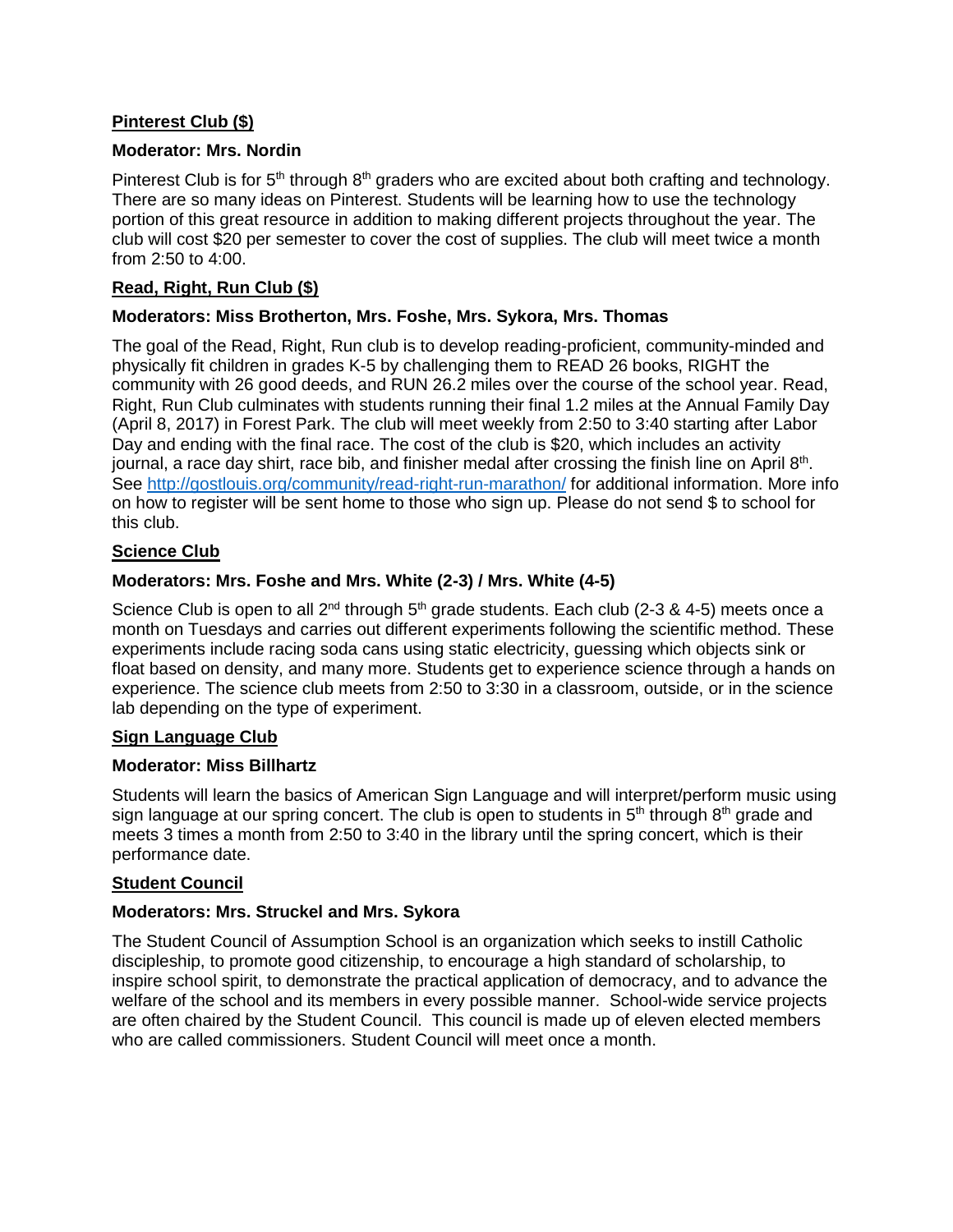**Pinterest Club ($)**

**Moderator: Mrs. Nordin**

Pinterest Club is for 5th through 8th graders who are excited about both crafting and technology. There are so many ideas on Pinterest. Students will be learning how to use the technology portion of this great resource in addition to making different projects throughout the year. The club will cost $20 per semester to cover the cost of supplies. The club will meet twice a month from 2:50 to 4:00.

**Read, Right, Run Club ($)**

**Moderators: Miss Brotherton, Mrs. Foshe, Mrs. Sykora, Mrs. Thomas**

The goal of the Read, Right, Run club is to develop reading-proficient, community-minded and physically fit children in grades K-5 by challenging them to READ 26 books, RIGHT the community with 26 good deeds, and RUN 26.2 miles over the course of the school year. Read, Right, Run Club culminates with students running their final 1.2 miles at the Annual Family Day (April 8, 2017) in Forest Park. The club will meet weekly from 2:50 to 3:40 starting after Labor Day and ending with the final race. The cost of the club is $20, which includes an activity journal, a race day shirt, race bib, and finisher medal after crossing the finish line on April 8th. See http://gostlouis.org/community/read-right-run-marathon/ for additional information. More info on how to register will be sent home to those who sign up. Please do not send $ to school for this club.

**Science Club**

**Moderators: Mrs. Foshe and Mrs. White (2-3) / Mrs. White (4-5)**

Science Club is open to all 2nd through 5th grade students. Each club (2-3 & 4-5) meets once a month on Tuesdays and carries out different experiments following the scientific method. These experiments include racing soda cans using static electricity, guessing which objects sink or float based on density, and many more. Students get to experience science through a hands on experience. The science club meets from 2:50 to 3:30 in a classroom, outside, or in the science lab depending on the type of experiment.

**Sign Language Club**

**Moderator: Miss Billhartz**

Students will learn the basics of American Sign Language and will interpret/perform music using sign language at our spring concert. The club is open to students in 5th through 8th grade and meets 3 times a month from 2:50 to 3:40 in the library until the spring concert, which is their performance date.

**Student Council**

**Moderators: Mrs. Struckel and Mrs. Sykora**

The Student Council of Assumption School is an organization which seeks to instill Catholic discipleship, to promote good citizenship, to encourage a high standard of scholarship, to inspire school spirit, to demonstrate the practical application of democracy, and to advance the welfare of the school and its members in every possible manner. School-wide service projects are often chaired by the Student Council. This council is made up of eleven elected members who are called commissioners. Student Council will meet once a month.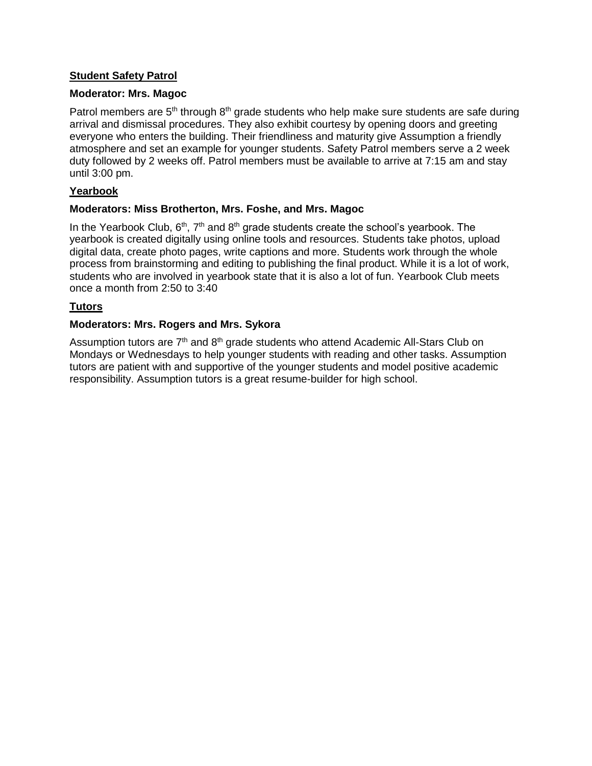## Student Safety Patrol

**Moderator: Mrs. Magoc**

Patrol members are 5th through 8th grade students who help make sure students are safe during arrival and dismissal procedures. They also exhibit courtesy by opening doors and greeting everyone who enters the building. Their friendliness and maturity give Assumption a friendly atmosphere and set an example for younger students. Safety Patrol members serve a 2 week duty followed by 2 weeks off. Patrol members must be available to arrive at 7:15 am and stay until 3:00 pm.

## Yearbook

**Moderators: Miss Brotherton, Mrs. Foshe, and Mrs. Magoc**

In the Yearbook Club, 6th, 7th and 8th grade students create the school's yearbook. The yearbook is created digitally using online tools and resources. Students take photos, upload digital data, create photo pages, write captions and more. Students work through the whole process from brainstorming and editing to publishing the final product. While it is a lot of work, students who are involved in yearbook state that it is also a lot of fun. Yearbook Club meets once a month from 2:50 to 3:40

## Tutors

**Moderators: Mrs. Rogers and Mrs. Sykora**

Assumption tutors are 7th and 8th grade students who attend Academic All-Stars Club on Mondays or Wednesdays to help younger students with reading and other tasks. Assumption tutors are patient with and supportive of the younger students and model positive academic responsibility. Assumption tutors is a great resume-builder for high school.